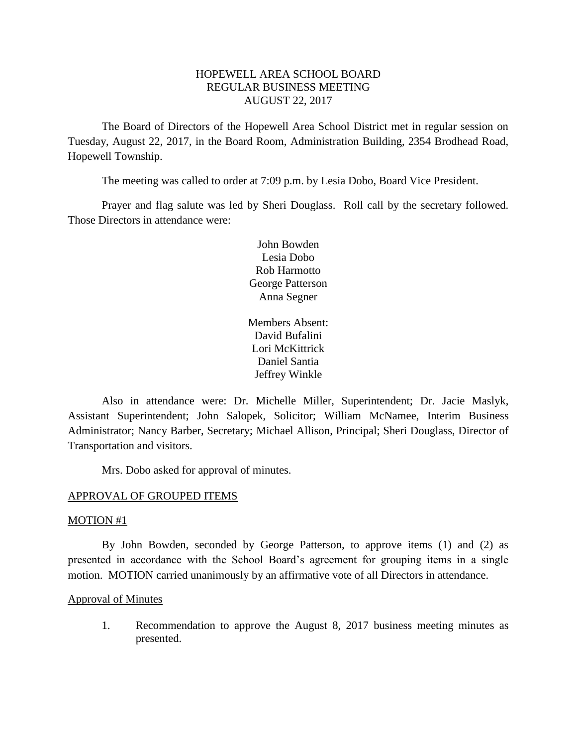# HOPEWELL AREA SCHOOL BOARD
## REGULAR BUSINESS MEETING
## AUGUST 22, 2017

The Board of Directors of the Hopewell Area School District met in regular session on Tuesday, August 22, 2017, in the Board Room, Administration Building, 2354 Brodhead Road, Hopewell Township.

The meeting was called to order at 7:09 p.m. by Lesia Dobo, Board Vice President.

Prayer and flag salute was led by Sheri Douglass. Roll call by the secretary followed. Those Directors in attendance were:

John Bowden
Lesia Dobo
Rob Harmotto
George Patterson
Anna Segner

Members Absent:
David Bufalini
Lori McKittrick
Daniel Santia
Jeffrey Winkle

Also in attendance were: Dr. Michelle Miller, Superintendent; Dr. Jacie Maslyk, Assistant Superintendent; John Salopek, Solicitor; William McNamee, Interim Business Administrator; Nancy Barber, Secretary; Michael Allison, Principal; Sheri Douglass, Director of Transportation and visitors.

Mrs. Dobo asked for approval of minutes.

APPROVAL OF GROUPED ITEMS

MOTION #1

By John Bowden, seconded by George Patterson, to approve items (1) and (2) as presented in accordance with the School Board's agreement for grouping items in a single motion. MOTION carried unanimously by an affirmative vote of all Directors in attendance.

Approval of Minutes

1. Recommendation to approve the August 8, 2017 business meeting minutes as presented.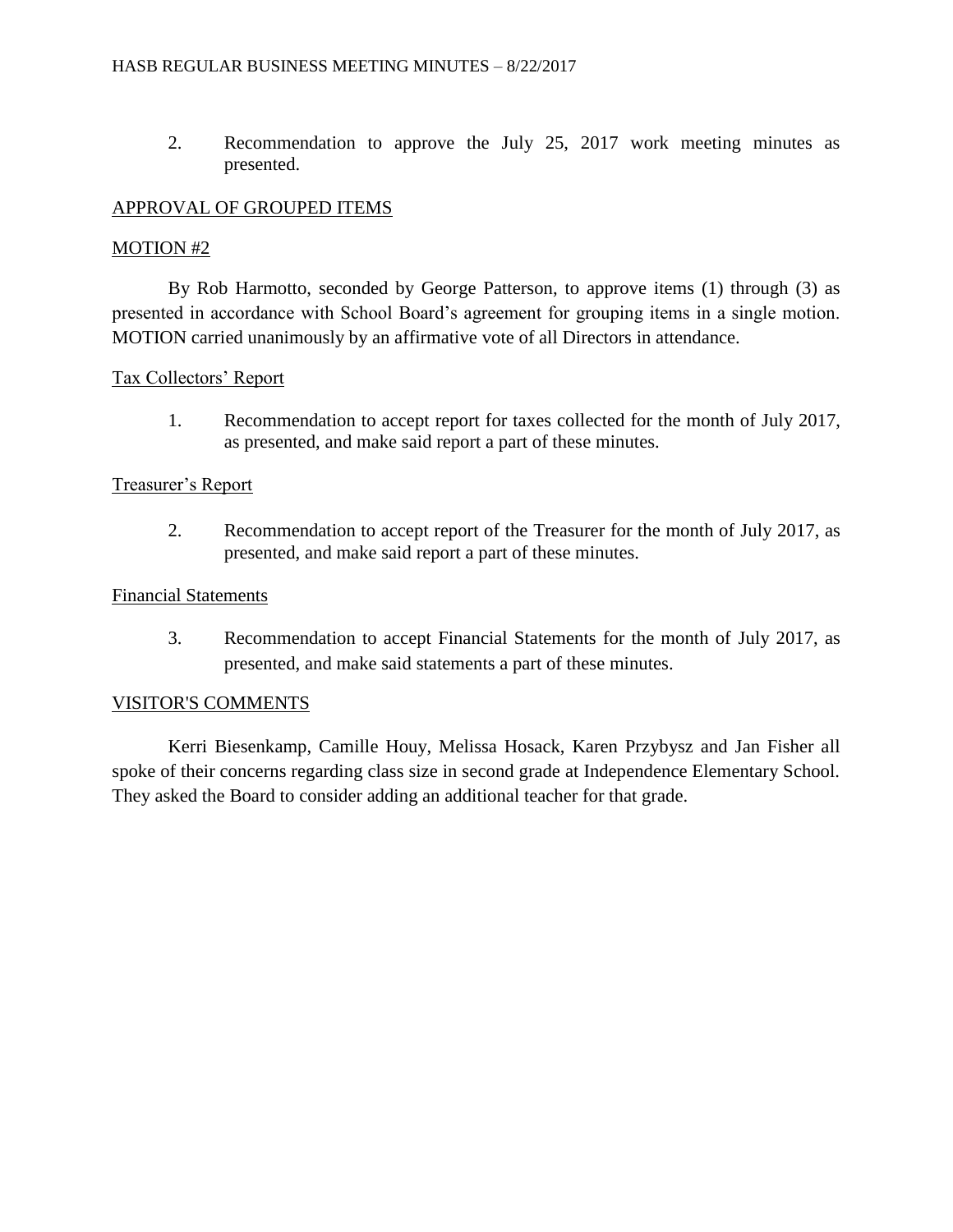2. Recommendation to approve the July 25, 2017 work meeting minutes as presented.

## APPROVAL OF GROUPED ITEMS

### MOTION #2

By Rob Harmotto, seconded by George Patterson, to approve items (1) through (3) as presented in accordance with School Board's agreement for grouping items in a single motion. MOTION carried unanimously by an affirmative vote of all Directors in attendance.

### Tax Collectors' Report

1. Recommendation to accept report for taxes collected for the month of July 2017, as presented, and make said report a part of these minutes.

### Treasurer's Report

2. Recommendation to accept report of the Treasurer for the month of July 2017, as presented, and make said report a part of these minutes.

### Financial Statements

3. Recommendation to accept Financial Statements for the month of July 2017, as presented, and make said statements a part of these minutes.

## VISITOR'S COMMENTS

Kerri Biesenkamp, Camille Houy, Melissa Hosack, Karen Przybysz and Jan Fisher all spoke of their concerns regarding class size in second grade at Independence Elementary School. They asked the Board to consider adding an additional teacher for that grade.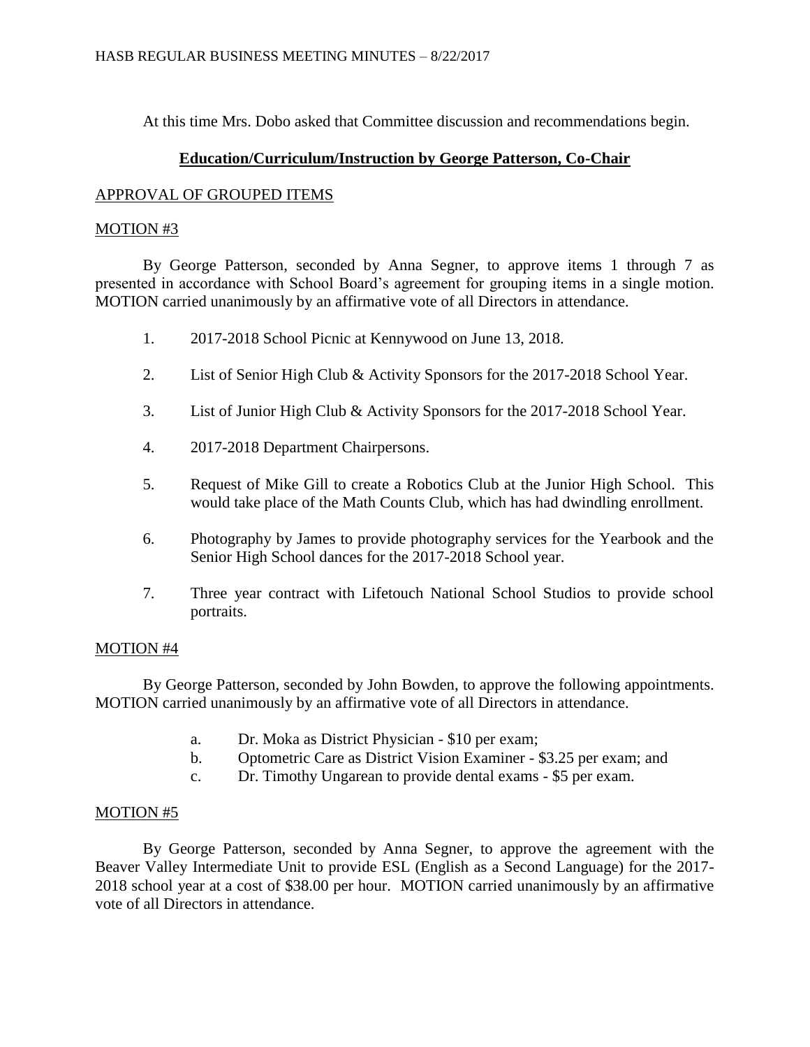At this time Mrs. Dobo asked that Committee discussion and recommendations begin.

## Education/Curriculum/Instruction by George Patterson, Co-Chair

APPROVAL OF GROUPED ITEMS

MOTION #3

By George Patterson, seconded by Anna Segner, to approve items 1 through 7 as presented in accordance with School Board's agreement for grouping items in a single motion. MOTION carried unanimously by an affirmative vote of all Directors in attendance.

1. 2017-2018 School Picnic at Kennywood on June 13, 2018.
2. List of Senior High Club & Activity Sponsors for the 2017-2018 School Year.
3. List of Junior High Club & Activity Sponsors for the 2017-2018 School Year.
4. 2017-2018 Department Chairpersons.
5. Request of Mike Gill to create a Robotics Club at the Junior High School. This would take place of the Math Counts Club, which has had dwindling enrollment.
6. Photography by James to provide photography services for the Yearbook and the Senior High School dances for the 2017-2018 School year.
7. Three year contract with Lifetouch National School Studios to provide school portraits.

MOTION #4

By George Patterson, seconded by John Bowden, to approve the following appointments. MOTION carried unanimously by an affirmative vote of all Directors in attendance.

a. Dr. Moka as District Physician - $10 per exam;
b. Optometric Care as District Vision Examiner - $3.25 per exam; and
c. Dr. Timothy Ungarean to provide dental exams - $5 per exam.

MOTION #5

By George Patterson, seconded by Anna Segner, to approve the agreement with the Beaver Valley Intermediate Unit to provide ESL (English as a Second Language) for the 2017-2018 school year at a cost of $38.00 per hour. MOTION carried unanimously by an affirmative vote of all Directors in attendance.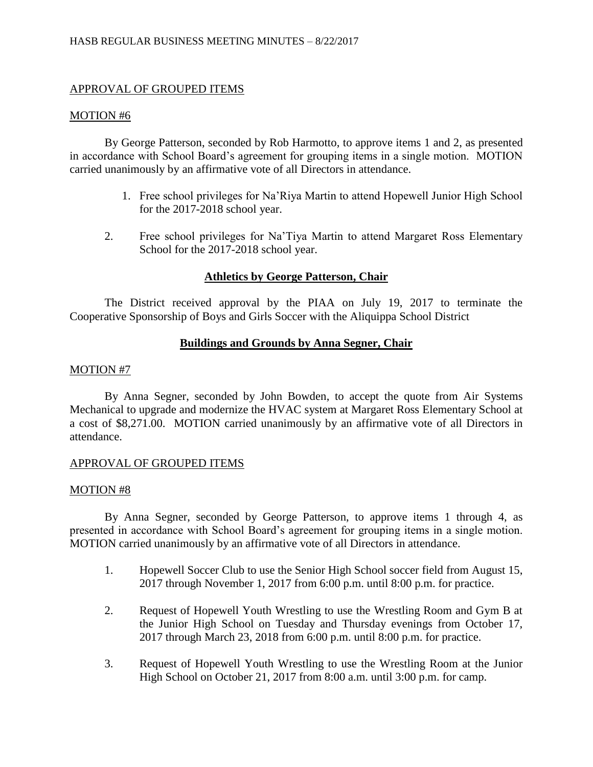APPROVAL OF GROUPED ITEMS

MOTION #6

By George Patterson, seconded by Rob Harmotto, to approve items 1 and 2, as presented in accordance with School Board's agreement for grouping items in a single motion. MOTION carried unanimously by an affirmative vote of all Directors in attendance.

1. Free school privileges for Na'Riya Martin to attend Hopewell Junior High School for the 2017-2018 school year.

2. Free school privileges for Na'Tiya Martin to attend Margaret Ross Elementary School for the 2017-2018 school year.

## Athletics by George Patterson, Chair

The District received approval by the PIAA on July 19, 2017 to terminate the Cooperative Sponsorship of Boys and Girls Soccer with the Aliquippa School District

## Buildings and Grounds by Anna Segner, Chair

MOTION #7

By Anna Segner, seconded by John Bowden, to accept the quote from Air Systems Mechanical to upgrade and modernize the HVAC system at Margaret Ross Elementary School at a cost of $8,271.00. MOTION carried unanimously by an affirmative vote of all Directors in attendance.

APPROVAL OF GROUPED ITEMS

MOTION #8

By Anna Segner, seconded by George Patterson, to approve items 1 through 4, as presented in accordance with School Board's agreement for grouping items in a single motion. MOTION carried unanimously by an affirmative vote of all Directors in attendance.

1. Hopewell Soccer Club to use the Senior High School soccer field from August 15, 2017 through November 1, 2017 from 6:00 p.m. until 8:00 p.m. for practice.

2. Request of Hopewell Youth Wrestling to use the Wrestling Room and Gym B at the Junior High School on Tuesday and Thursday evenings from October 17, 2017 through March 23, 2018 from 6:00 p.m. until 8:00 p.m. for practice.

3. Request of Hopewell Youth Wrestling to use the Wrestling Room at the Junior High School on October 21, 2017 from 8:00 a.m. until 3:00 p.m. for camp.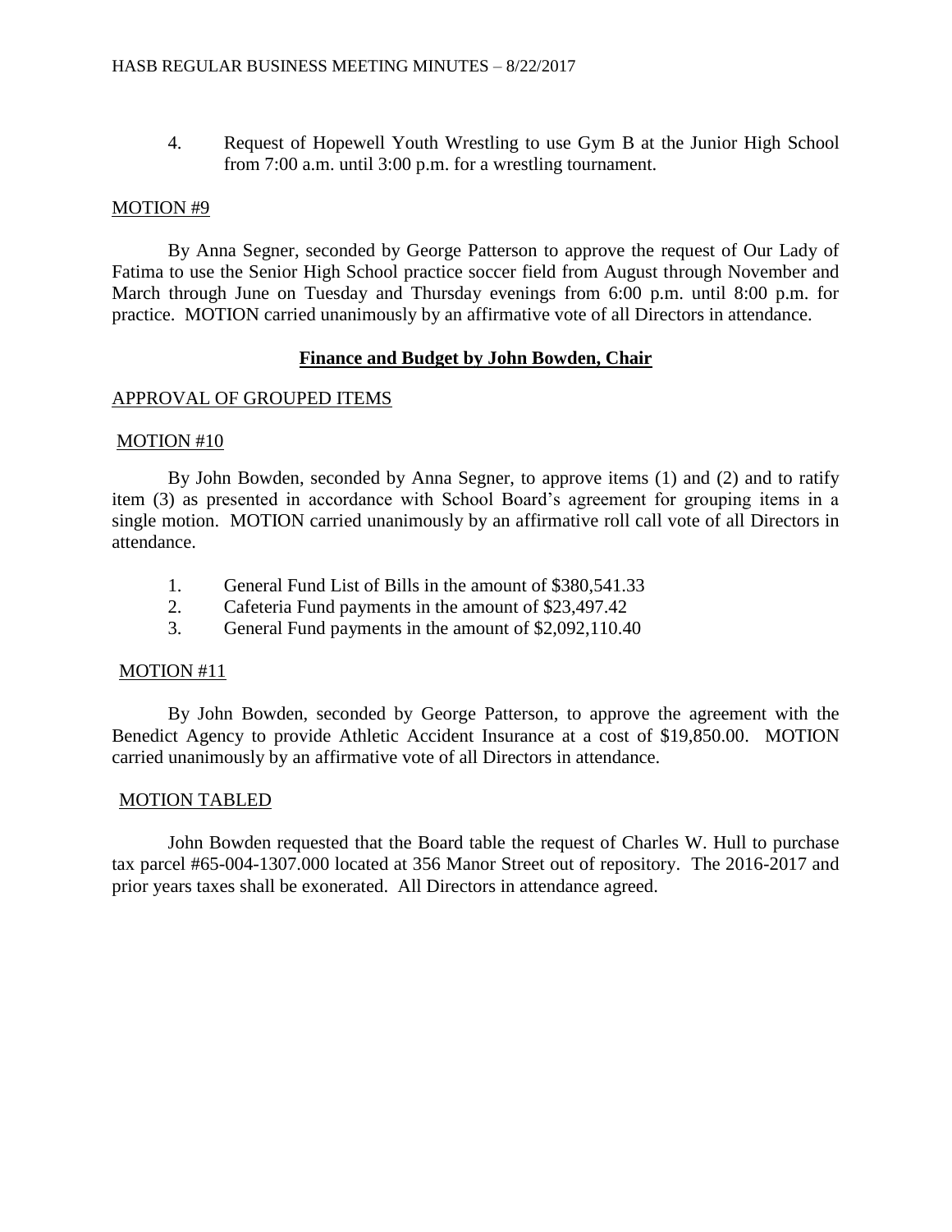4. Request of Hopewell Youth Wrestling to use Gym B at the Junior High School from 7:00 a.m. until 3:00 p.m. for a wrestling tournament.

MOTION #9

By Anna Segner, seconded by George Patterson to approve the request of Our Lady of Fatima to use the Senior High School practice soccer field from August through November and March through June on Tuesday and Thursday evenings from 6:00 p.m. until 8:00 p.m. for practice. MOTION carried unanimously by an affirmative vote of all Directors in attendance.

## Finance and Budget by John Bowden, Chair

APPROVAL OF GROUPED ITEMS

MOTION #10

By John Bowden, seconded by Anna Segner, to approve items (1) and (2) and to ratify item (3) as presented in accordance with School Board's agreement for grouping items in a single motion. MOTION carried unanimously by an affirmative roll call vote of all Directors in attendance.

1. General Fund List of Bills in the amount of $380,541.33
2. Cafeteria Fund payments in the amount of $23,497.42
3. General Fund payments in the amount of $2,092,110.40

MOTION #11

By John Bowden, seconded by George Patterson, to approve the agreement with the Benedict Agency to provide Athletic Accident Insurance at a cost of $19,850.00. MOTION carried unanimously by an affirmative vote of all Directors in attendance.

MOTION TABLED

John Bowden requested that the Board table the request of Charles W. Hull to purchase tax parcel #65-004-1307.000 located at 356 Manor Street out of repository. The 2016-2017 and prior years taxes shall be exonerated. All Directors in attendance agreed.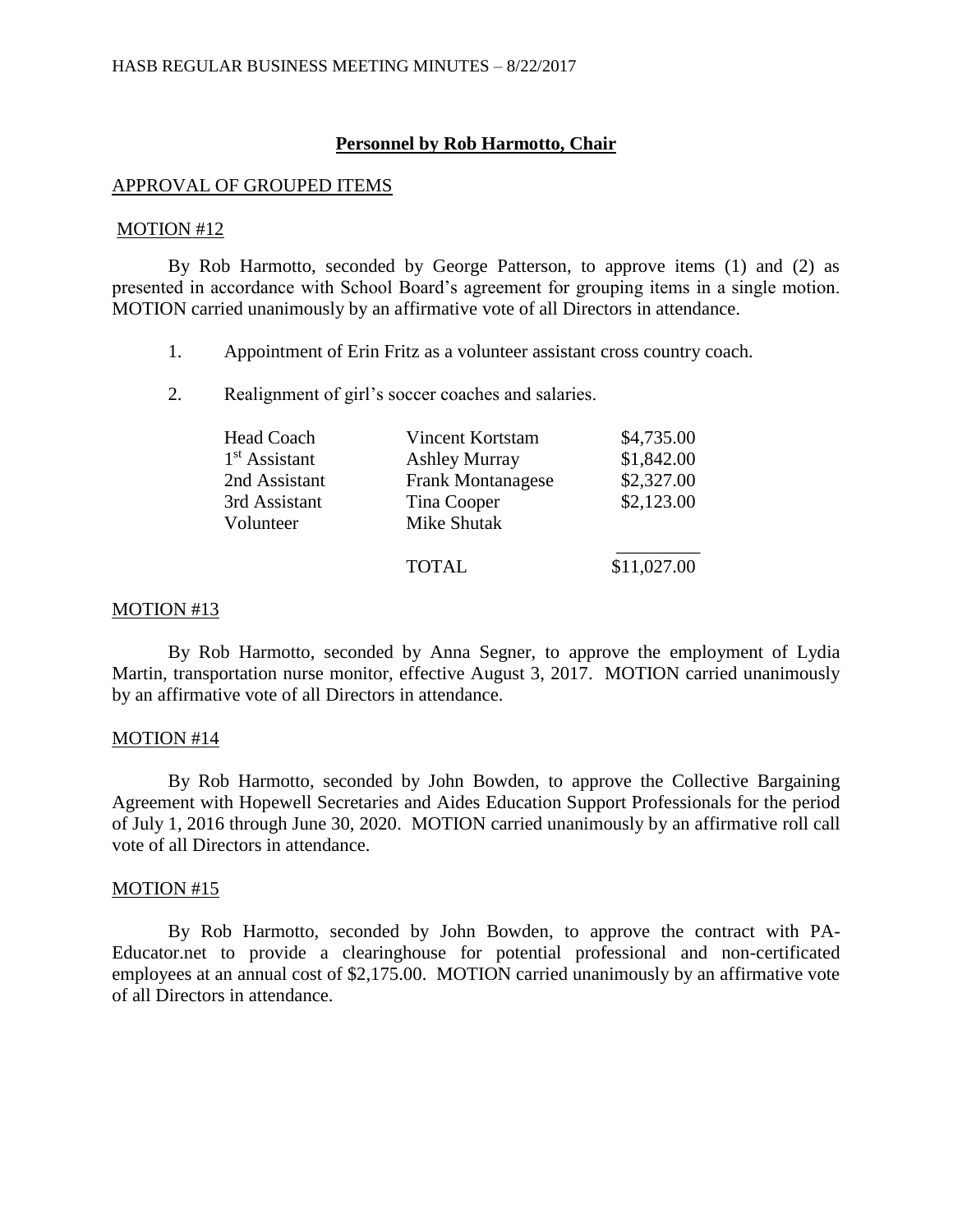## Personnel by Rob Harmotto, Chair

APPROVAL OF GROUPED ITEMS

MOTION #12

By Rob Harmotto, seconded by George Patterson, to approve items (1) and (2) as presented in accordance with School Board's agreement for grouping items in a single motion. MOTION carried unanimously by an affirmative vote of all Directors in attendance.

1. Appointment of Erin Fritz as a volunteer assistant cross country coach.

2. Realignment of girl's soccer coaches and salaries.

| | | |
|---|---|---|
| Head Coach | Vincent Kortstam | \$4,735.00 |
| 1st Assistant | Ashley Murray | \$1,842.00 |
| 2nd Assistant | Frank Montanagese | \$2,327.00 |
| 3rd Assistant | Tina Cooper | \$2,123.00 |
| Volunteer | Mike Shutak | |
| | TOTAL | \$11,027.00 |

MOTION #13

By Rob Harmotto, seconded by Anna Segner, to approve the employment of Lydia Martin, transportation nurse monitor, effective August 3, 2017. MOTION carried unanimously by an affirmative vote of all Directors in attendance.

MOTION #14

By Rob Harmotto, seconded by John Bowden, to approve the Collective Bargaining Agreement with Hopewell Secretaries and Aides Education Support Professionals for the period of July 1, 2016 through June 30, 2020. MOTION carried unanimously by an affirmative roll call vote of all Directors in attendance.

MOTION #15

By Rob Harmotto, seconded by John Bowden, to approve the contract with PA-Educator.net to provide a clearinghouse for potential professional and non-certificated employees at an annual cost of \$2,175.00. MOTION carried unanimously by an affirmative vote of all Directors in attendance.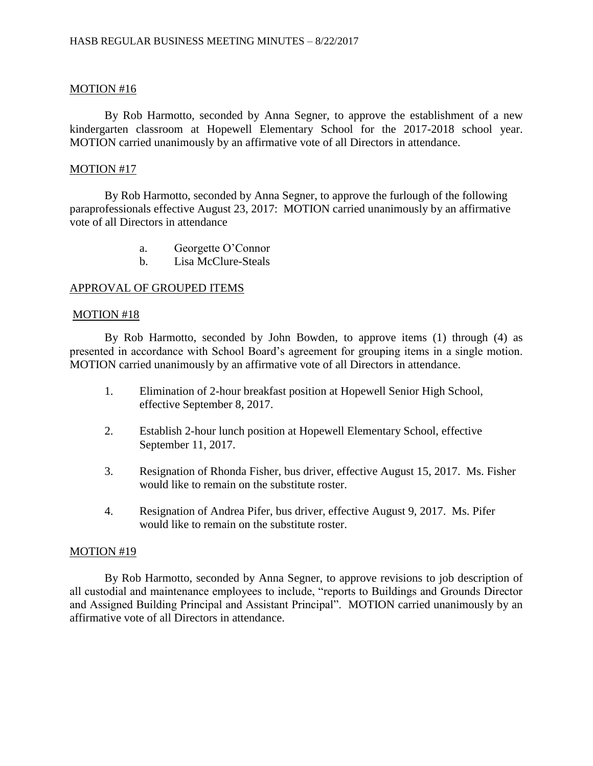MOTION #16

By Rob Harmotto, seconded by Anna Segner, to approve the establishment of a new kindergarten classroom at Hopewell Elementary School for the 2017-2018 school year. MOTION carried unanimously by an affirmative vote of all Directors in attendance.

MOTION #17

By Rob Harmotto, seconded by Anna Segner, to approve the furlough of the following paraprofessionals effective August 23, 2017: MOTION carried unanimously by an affirmative vote of all Directors in attendance

a. Georgette O'Connor
b. Lisa McClure-Steals

APPROVAL OF GROUPED ITEMS

MOTION #18

By Rob Harmotto, seconded by John Bowden, to approve items (1) through (4) as presented in accordance with School Board's agreement for grouping items in a single motion. MOTION carried unanimously by an affirmative vote of all Directors in attendance.

1. Elimination of 2-hour breakfast position at Hopewell Senior High School, effective September 8, 2017.

2. Establish 2-hour lunch position at Hopewell Elementary School, effective September 11, 2017.

3. Resignation of Rhonda Fisher, bus driver, effective August 15, 2017. Ms. Fisher would like to remain on the substitute roster.

4. Resignation of Andrea Pifer, bus driver, effective August 9, 2017. Ms. Pifer would like to remain on the substitute roster.

MOTION #19

By Rob Harmotto, seconded by Anna Segner, to approve revisions to job description of all custodial and maintenance employees to include, "reports to Buildings and Grounds Director and Assigned Building Principal and Assistant Principal". MOTION carried unanimously by an affirmative vote of all Directors in attendance.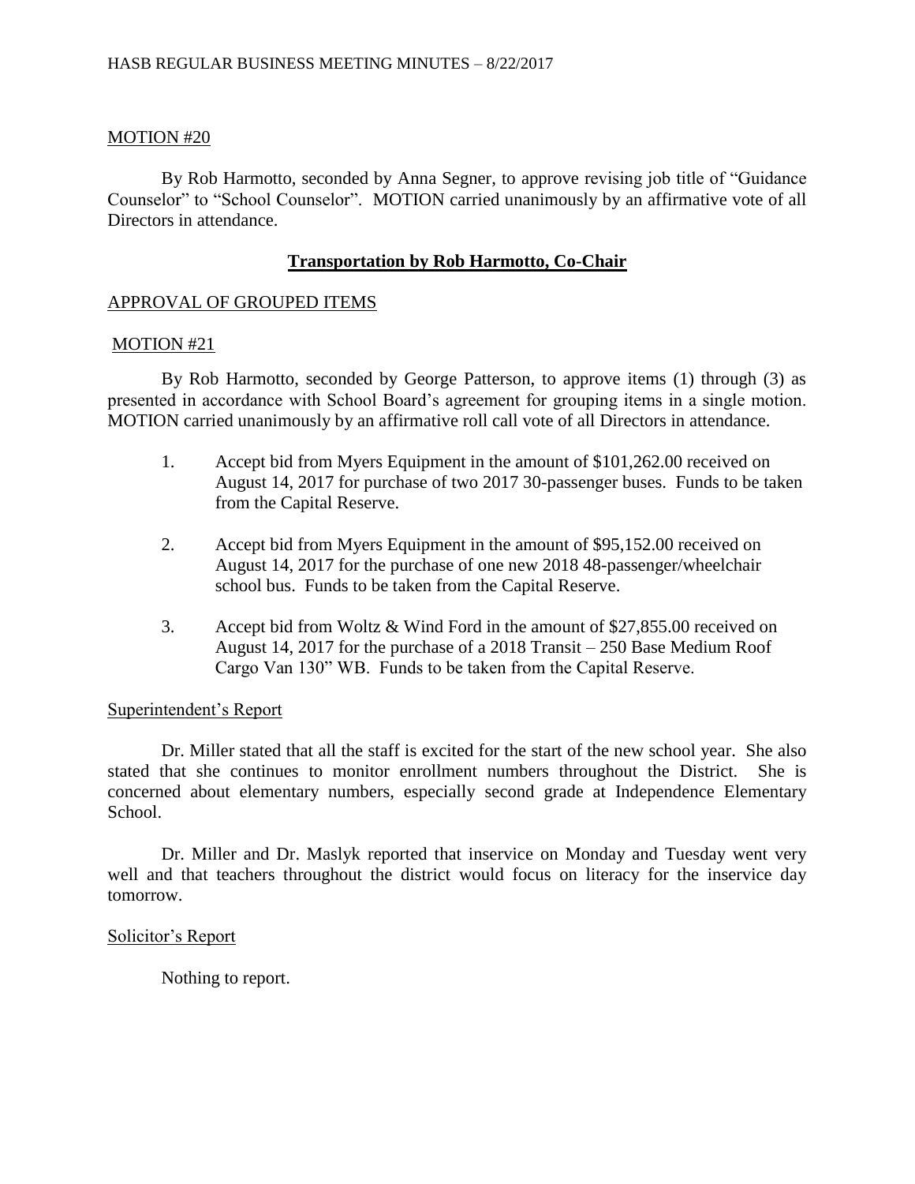MOTION #20

By Rob Harmotto, seconded by Anna Segner, to approve revising job title of "Guidance Counselor" to "School Counselor". MOTION carried unanimously by an affirmative vote of all Directors in attendance.

## **Transportation by Rob Harmotto, Co-Chair**

APPROVAL OF GROUPED ITEMS

MOTION #21

By Rob Harmotto, seconded by George Patterson, to approve items (1) through (3) as presented in accordance with School Board's agreement for grouping items in a single motion. MOTION carried unanimously by an affirmative roll call vote of all Directors in attendance.

1. Accept bid from Myers Equipment in the amount of $101,262.00 received on August 14, 2017 for purchase of two 2017 30-passenger buses. Funds to be taken from the Capital Reserve.

2. Accept bid from Myers Equipment in the amount of $95,152.00 received on August 14, 2017 for the purchase of one new 2018 48-passenger/wheelchair school bus. Funds to be taken from the Capital Reserve.

3. Accept bid from Woltz & Wind Ford in the amount of $27,855.00 received on August 14, 2017 for the purchase of a 2018 Transit – 250 Base Medium Roof Cargo Van 130" WB. Funds to be taken from the Capital Reserve.

Superintendent's Report

Dr. Miller stated that all the staff is excited for the start of the new school year. She also stated that she continues to monitor enrollment numbers throughout the District. She is concerned about elementary numbers, especially second grade at Independence Elementary School.

Dr. Miller and Dr. Maslyk reported that inservice on Monday and Tuesday went very well and that teachers throughout the district would focus on literacy for the inservice day tomorrow.

Solicitor's Report

Nothing to report.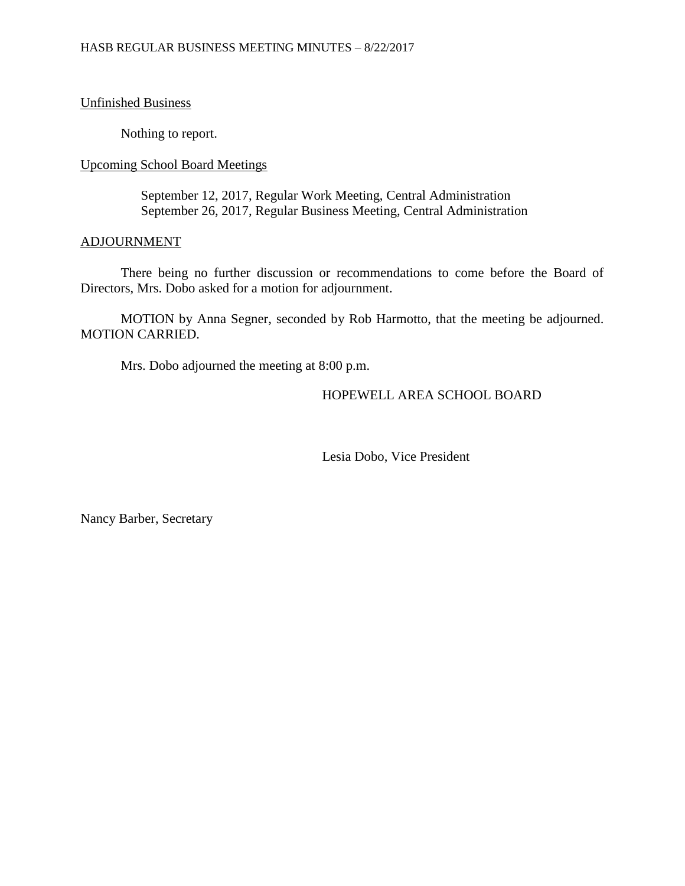Unfinished Business

Nothing to report.

Upcoming School Board Meetings

September 12, 2017, Regular Work Meeting, Central Administration
September 26, 2017, Regular Business Meeting, Central Administration

ADJOURNMENT

There being no further discussion or recommendations to come before the Board of Directors, Mrs. Dobo asked for a motion for adjournment.

MOTION by Anna Segner, seconded by Rob Harmotto, that the meeting be adjourned. MOTION CARRIED.

Mrs. Dobo adjourned the meeting at 8:00 p.m.

HOPEWELL AREA SCHOOL BOARD

Lesia Dobo, Vice President

Nancy Barber, Secretary